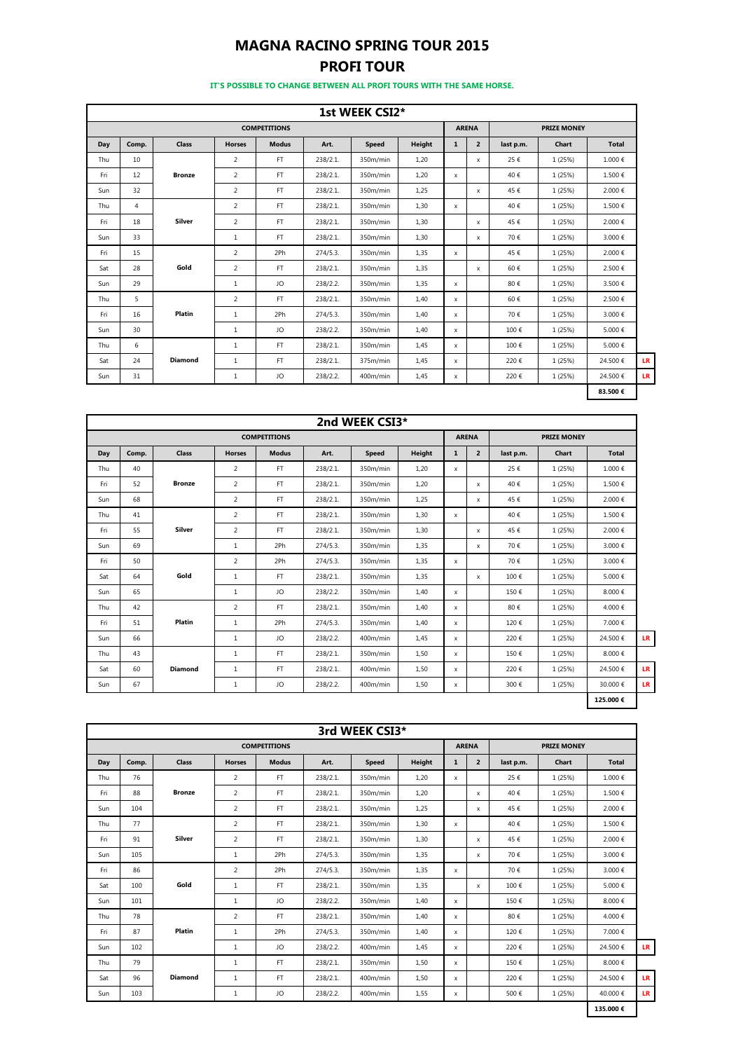# MAGNA RACINO SPRING TOUR 2015

# PROFI TOUR

**IT'S POSSIBLE TO CHANGE BETWEEN ALL PROFI TOURS WITH THE SAME HORSE.**

## 1st WEEK CSI2*

| COMPETITIONS | | | | | | | | ARENA | | PRIZE MONEY | | | |
|---|---|---|---|---|---|---|---|---|---|---|---|---|---|
| **Day** | **Comp.** | **Class** | **Horses** | **Modus** | **Art.** | **Speed** | **Height** | **1** | **2** | **last p.m.** | **Chart** | **Total** | |
| Thu | 10 | Bronze | 2 | FT | 238/2.1. | 350m/min | 1,20 | | x | 25 € | 1 (25%) | 1.000 € | |
| Fri | 12 | Bronze | 2 | FT | 238/2.1. | 350m/min | 1,20 | x | | 40 € | 1 (25%) | 1.500 € | |
| Sun | 32 | Bronze | 2 | FT | 238/2.1. | 350m/min | 1,25 | | x | 45 € | 1 (25%) | 2.000 € | |
| Thu | 4 | Silver | 2 | FT | 238/2.1. | 350m/min | 1,30 | x | | 40 € | 1 (25%) | 1.500 € | |
| Fri | 18 | Silver | 2 | FT | 238/2.1. | 350m/min | 1,30 | | x | 45 € | 1 (25%) | 2.000 € | |
| Sun | 33 | Silver | 1 | FT | 238/2.1. | 350m/min | 1,30 | | x | 70 € | 1 (25%) | 3.000 € | |
| Fri | 15 | Gold | 2 | 2Ph | 274/5.3. | 350m/min | 1,35 | x | | 45 € | 1 (25%) | 2.000 € | |
| Sat | 28 | Gold | 2 | FT | 238/2.1. | 350m/min | 1,35 | | x | 60 € | 1 (25%) | 2.500 € | |
| Sun | 29 | Gold | 1 | JO | 238/2.2. | 350m/min | 1,35 | x | | 80 € | 1 (25%) | 3.500 € | |
| Thu | 5 | Platin | 2 | FT | 238/2.1. | 350m/min | 1,40 | x | | 60 € | 1 (25%) | 2.500 € | |
| Fri | 16 | Platin | 1 | 2Ph | 274/5.3. | 350m/min | 1,40 | x | | 70 € | 1 (25%) | 3.000 € | |
| Sun | 30 | Platin | 1 | JO | 238/2.2. | 350m/min | 1,40 | x | | 100 € | 1 (25%) | 5.000 € | |
| Thu | 6 | Diamond | 1 | FT | 238/2.1. | 350m/min | 1,45 | x | | 100 € | 1 (25%) | 5.000 € | |
| Sat | 24 | Diamond | 1 | FT | 238/2.1. | 375m/min | 1,45 | x | | 220 € | 1 (25%) | 24.500 € | LR |
| Sun | 31 | Diamond | 1 | JO | 238/2.2. | 400m/min | 1,45 | x | | 220 € | 1 (25%) | 24.500 € | LR |
| | | | | | | | | | | | | **83.500 €** | |

## 2nd WEEK CSI3*

| COMPETITIONS | | | | | | | | ARENA | | PRIZE MONEY | | | |
|---|---|---|---|---|---|---|---|---|---|---|---|---|---|
| **Day** | **Comp.** | **Class** | **Horses** | **Modus** | **Art.** | **Speed** | **Height** | **1** | **2** | **last p.m.** | **Chart** | **Total** | |
| Thu | 40 | Bronze | 2 | FT | 238/2.1. | 350m/min | 1,20 | x | | 25 € | 1 (25%) | 1.000 € | |
| Fri | 52 | Bronze | 2 | FT | 238/2.1. | 350m/min | 1,20 | | x | 40 € | 1 (25%) | 1.500 € | |
| Sun | 68 | Bronze | 2 | FT | 238/2.1. | 350m/min | 1,25 | | x | 45 € | 1 (25%) | 2.000 € | |
| Thu | 41 | Silver | 2 | FT | 238/2.1. | 350m/min | 1,30 | x | | 40 € | 1 (25%) | 1.500 € | |
| Fri | 55 | Silver | 2 | FT | 238/2.1. | 350m/min | 1,30 | | x | 45 € | 1 (25%) | 2.000 € | |
| Sun | 69 | Silver | 1 | 2Ph | 274/5.3. | 350m/min | 1,35 | | x | 70 € | 1 (25%) | 3.000 € | |
| Fri | 50 | Gold | 2 | 2Ph | 274/5.3. | 350m/min | 1,35 | x | | 70 € | 1 (25%) | 3.000 € | |
| Sat | 64 | Gold | 1 | FT | 238/2.1. | 350m/min | 1,35 | | x | 100 € | 1 (25%) | 5.000 € | |
| Sun | 65 | Gold | 1 | JO | 238/2.2. | 350m/min | 1,40 | x | | 150 € | 1 (25%) | 8.000 € | |
| Thu | 42 | Platin | 2 | FT | 238/2.1. | 350m/min | 1,40 | x | | 80 € | 1 (25%) | 4.000 € | |
| Fri | 51 | Platin | 1 | 2Ph | 274/5.3. | 350m/min | 1,40 | x | | 120 € | 1 (25%) | 7.000 € | |
| Sun | 66 | Platin | 1 | JO | 238/2.2. | 400m/min | 1,45 | x | | 220 € | 1 (25%) | 24.500 € | LR |
| Thu | 43 | Diamond | 1 | FT | 238/2.1. | 350m/min | 1,50 | x | | 150 € | 1 (25%) | 8.000 € | |
| Sat | 60 | Diamond | 1 | FT | 238/2.1. | 400m/min | 1,50 | x | | 220 € | 1 (25%) | 24.500 € | LR |
| Sun | 67 | Diamond | 1 | JO | 238/2.2. | 400m/min | 1,50 | x | | 300 € | 1 (25%) | 30.000 € | LR |
| | | | | | | | | | | | | **125.000 €** | |

## 3rd WEEK CSI3*

| COMPETITIONS | | | | | | | | ARENA | | PRIZE MONEY | | | |
|---|---|---|---|---|---|---|---|---|---|---|---|---|---|
| **Day** | **Comp.** | **Class** | **Horses** | **Modus** | **Art.** | **Speed** | **Height** | **1** | **2** | **last p.m.** | **Chart** | **Total** | |
| Thu | 76 | Bronze | 2 | FT | 238/2.1. | 350m/min | 1,20 | x | | 25 € | 1 (25%) | 1.000 € | |
| Fri | 88 | Bronze | 2 | FT | 238/2.1. | 350m/min | 1,20 | | x | 40 € | 1 (25%) | 1.500 € | |
| Sun | 104 | Bronze | 2 | FT | 238/2.1. | 350m/min | 1,25 | | x | 45 € | 1 (25%) | 2.000 € | |
| Thu | 77 | Silver | 2 | FT | 238/2.1. | 350m/min | 1,30 | x | | 40 € | 1 (25%) | 1.500 € | |
| Fri | 91 | Silver | 2 | FT | 238/2.1. | 350m/min | 1,30 | | x | 45 € | 1 (25%) | 2.000 € | |
| Sun | 105 | Silver | 1 | 2Ph | 274/5.3. | 350m/min | 1,35 | | x | 70 € | 1 (25%) | 3.000 € | |
| Fri | 86 | Gold | 2 | 2Ph | 274/5.3. | 350m/min | 1,35 | x | | 70 € | 1 (25%) | 3.000 € | |
| Sat | 100 | Gold | 1 | FT | 238/2.1. | 350m/min | 1,35 | | x | 100 € | 1 (25%) | 5.000 € | |
| Sun | 101 | Gold | 1 | JO | 238/2.2. | 350m/min | 1,40 | x | | 150 € | 1 (25%) | 8.000 € | |
| Thu | 78 | Platin | 2 | FT | 238/2.1. | 350m/min | 1,40 | x | | 80 € | 1 (25%) | 4.000 € | |
| Fri | 87 | Platin | 1 | 2Ph | 274/5.3. | 350m/min | 1,40 | x | | 120 € | 1 (25%) | 7.000 € | |
| Sun | 102 | Platin | 1 | JO | 238/2.2. | 400m/min | 1,45 | x | | 220 € | 1 (25%) | 24.500 € | LR |
| Thu | 79 | Diamond | 1 | FT | 238/2.1. | 350m/min | 1,50 | x | | 150 € | 1 (25%) | 8.000 € | |
| Sat | 96 | Diamond | 1 | FT | 238/2.1. | 400m/min | 1,50 | x | | 220 € | 1 (25%) | 24.500 € | LR |
| Sun | 103 | Diamond | 1 | JO | 238/2.2. | 400m/min | 1,55 | x | | 500 € | 1 (25%) | 40.000 € | LR |
| | | | | | | | | | | | | **135.000 €** | |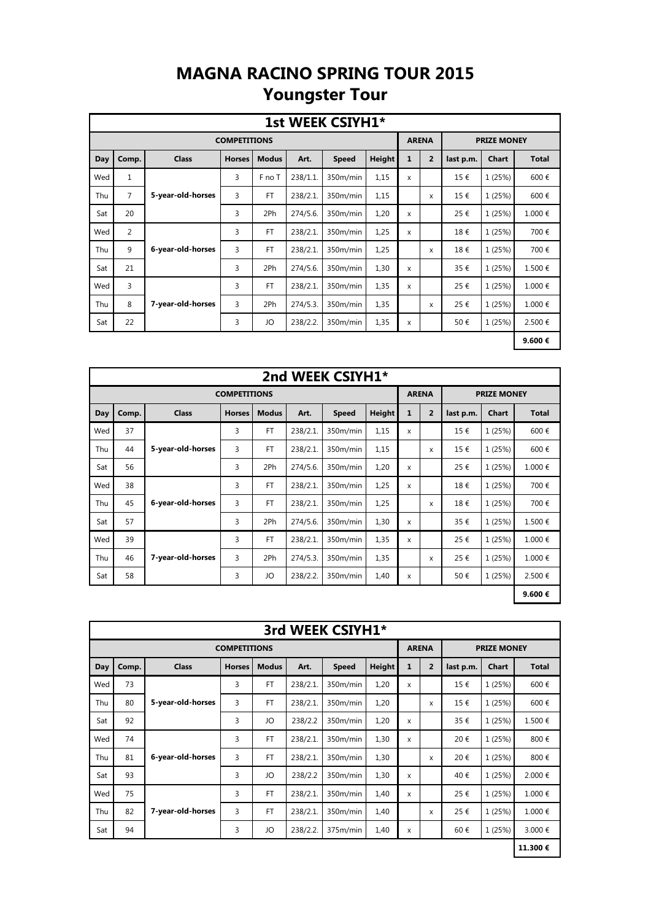# MAGNA RACINO SPRING TOUR 2015
## Youngster Tour

| 1st WEEK CSIYH1* | | | | | | | | | | | | |
|---|---|---|---|---|---|---|---|---|---|---|---|---|
| COMPETITIONS | | | | | | | | ARENA | | PRIZE MONEY | | |
| Day | Comp. | Class | Horses | Modus | Art. | Speed | Height | 1 | 2 | last p.m. | Chart | Total |
| Wed | 1 | 5-year-old-horses | 3 | F no T | 238/1.1. | 350m/min | 1,15 | x | | 15 € | 1 (25%) | 600 € |
| Thu | 7 | | 3 | FT | 238/2.1. | 350m/min | 1,15 | | x | 15 € | 1 (25%) | 600 € |
| Sat | 20 | | 3 | 2Ph | 274/5.6. | 350m/min | 1,20 | x | | 25 € | 1 (25%) | 1.000 € |
| Wed | 2 | 6-year-old-horses | 3 | FT | 238/2.1. | 350m/min | 1,25 | x | | 18 € | 1 (25%) | 700 € |
| Thu | 9 | | 3 | FT | 238/2.1. | 350m/min | 1,25 | | x | 18 € | 1 (25%) | 700 € |
| Sat | 21 | | 3 | 2Ph | 274/5.6. | 350m/min | 1,30 | x | | 35 € | 1 (25%) | 1.500 € |
| Wed | 3 | 7-year-old-horses | 3 | FT | 238/2.1. | 350m/min | 1,35 | x | | 25 € | 1 (25%) | 1.000 € |
| Thu | 8 | | 3 | 2Ph | 274/5.3. | 350m/min | 1,35 | | x | 25 € | 1 (25%) | 1.000 € |
| Sat | 22 | | 3 | JO | 238/2.2. | 350m/min | 1,35 | x | | 50 € | 1 (25%) | 2.500 € |
| | | | | | | | | | | | | 9.600 € |

| 2nd WEEK CSIYH1* | | | | | | | | | | | | |
|---|---|---|---|---|---|---|---|---|---|---|---|---|
| COMPETITIONS | | | | | | | | ARENA | | PRIZE MONEY | | |
| Day | Comp. | Class | Horses | Modus | Art. | Speed | Height | 1 | 2 | last p.m. | Chart | Total |
| Wed | 37 | 5-year-old-horses | 3 | FT | 238/2.1. | 350m/min | 1,15 | x | | 15 € | 1 (25%) | 600 € |
| Thu | 44 | | 3 | FT | 238/2.1. | 350m/min | 1,15 | | x | 15 € | 1 (25%) | 600 € |
| Sat | 56 | | 3 | 2Ph | 274/5.6. | 350m/min | 1,20 | x | | 25 € | 1 (25%) | 1.000 € |
| Wed | 38 | 6-year-old-horses | 3 | FT | 238/2.1. | 350m/min | 1,25 | x | | 18 € | 1 (25%) | 700 € |
| Thu | 45 | | 3 | FT | 238/2.1. | 350m/min | 1,25 | | x | 18 € | 1 (25%) | 700 € |
| Sat | 57 | | 3 | 2Ph | 274/5.6. | 350m/min | 1,30 | x | | 35 € | 1 (25%) | 1.500 € |
| Wed | 39 | 7-year-old-horses | 3 | FT | 238/2.1. | 350m/min | 1,35 | x | | 25 € | 1 (25%) | 1.000 € |
| Thu | 46 | | 3 | 2Ph | 274/5.3. | 350m/min | 1,35 | | x | 25 € | 1 (25%) | 1.000 € |
| Sat | 58 | | 3 | JO | 238/2.2. | 350m/min | 1,40 | x | | 50 € | 1 (25%) | 2.500 € |
| | | | | | | | | | | | | 9.600 € |

| 3rd WEEK CSIYH1* | | | | | | | | | | | | |
|---|---|---|---|---|---|---|---|---|---|---|---|---|
| COMPETITIONS | | | | | | | | ARENA | | PRIZE MONEY | | |
| Day | Comp. | Class | Horses | Modus | Art. | Speed | Height | 1 | 2 | last p.m. | Chart | Total |
| Wed | 73 | 5-year-old-horses | 3 | FT | 238/2.1. | 350m/min | 1,20 | x | | 15 € | 1 (25%) | 600 € |
| Thu | 80 | | 3 | FT | 238/2.1. | 350m/min | 1,20 | | x | 15 € | 1 (25%) | 600 € |
| Sat | 92 | | 3 | JO | 238/2.2 | 350m/min | 1,20 | x | | 35 € | 1 (25%) | 1.500 € |
| Wed | 74 | 6-year-old-horses | 3 | FT | 238/2.1. | 350m/min | 1,30 | x | | 20 € | 1 (25%) | 800 € |
| Thu | 81 | | 3 | FT | 238/2.1. | 350m/min | 1,30 | | x | 20 € | 1 (25%) | 800 € |
| Sat | 93 | | 3 | JO | 238/2.2 | 350m/min | 1,30 | x | | 40 € | 1 (25%) | 2.000 € |
| Wed | 75 | 7-year-old-horses | 3 | FT | 238/2.1. | 350m/min | 1,40 | x | | 25 € | 1 (25%) | 1.000 € |
| Thu | 82 | | 3 | FT | 238/2.1. | 350m/min | 1,40 | | x | 25 € | 1 (25%) | 1.000 € |
| Sat | 94 | | 3 | JO | 238/2.2. | 375m/min | 1,40 | x | | 60 € | 1 (25%) | 3.000 € |
| | | | | | | | | | | | | 11.300 € |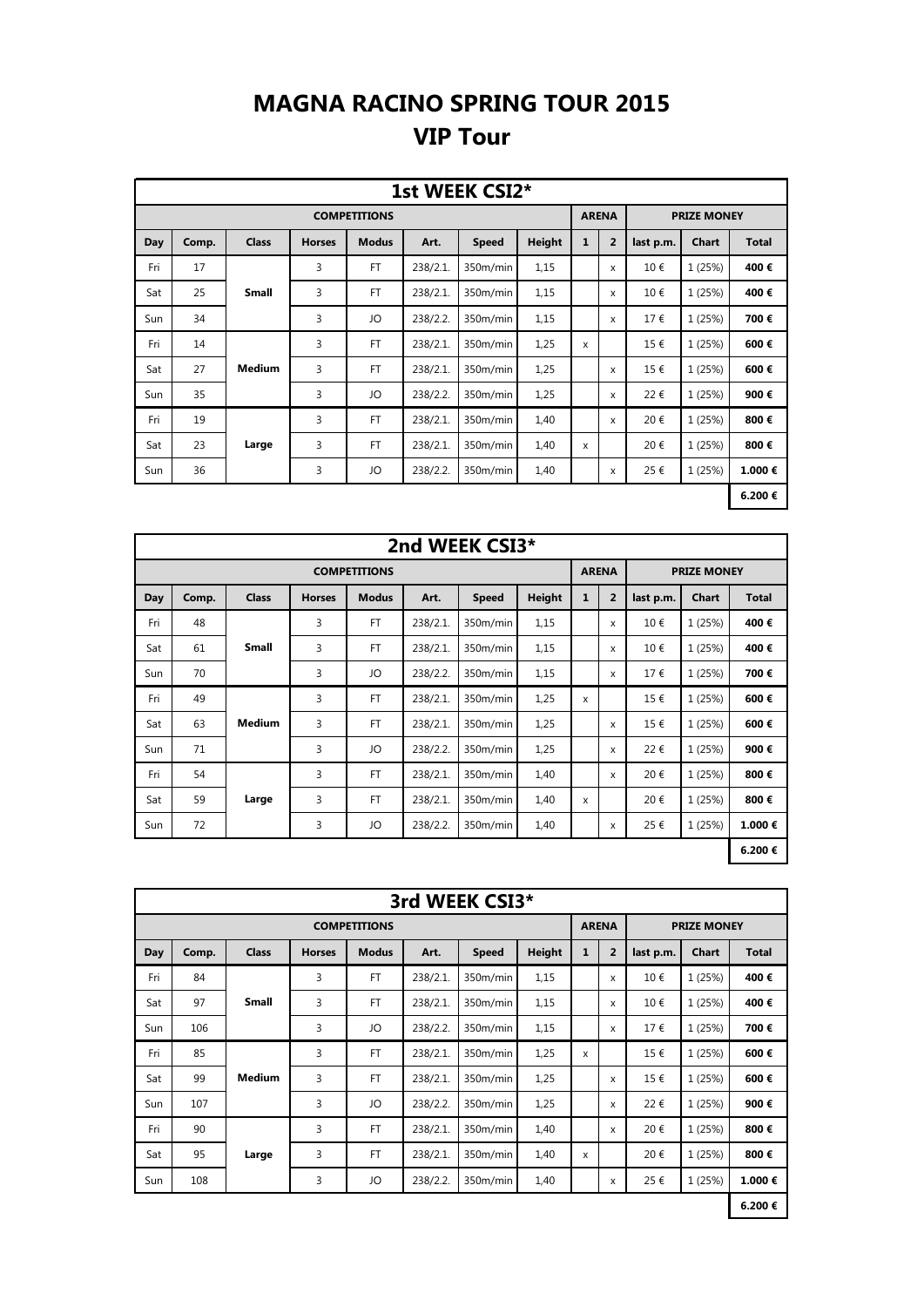# MAGNA RACINO SPRING TOUR 2015

## VIP Tour

| 1st WEEK CSI2* | | | | | | | | | | | | |
|---|---|---|---|---|---|---|---|---|---|---|---|---|
| COMPETITIONS | | | | | | | | ARENA | | PRIZE MONEY | | |
| Day | Comp. | Class | Horses | Modus | Art. | Speed | Height | 1 | 2 | last p.m. | Chart | Total |
| Fri | 17 | Small | 3 | FT | 238/2.1. | 350m/min | 1,15 | | x | 10 € | 1 (25%) | **400 €** |
| Sat | 25 | | 3 | FT | 238/2.1. | 350m/min | 1,15 | | x | 10 € | 1 (25%) | **400 €** |
| Sun | 34 | | 3 | JO | 238/2.2. | 350m/min | 1,15 | | x | 17 € | 1 (25%) | **700 €** |
| Fri | 14 | Medium | 3 | FT | 238/2.1. | 350m/min | 1,25 | x | | 15 € | 1 (25%) | **600 €** |
| Sat | 27 | | 3 | FT | 238/2.1. | 350m/min | 1,25 | | x | 15 € | 1 (25%) | **600 €** |
| Sun | 35 | | 3 | JO | 238/2.2. | 350m/min | 1,25 | | x | 22 € | 1 (25%) | **900 €** |
| Fri | 19 | Large | 3 | FT | 238/2.1. | 350m/min | 1,40 | | x | 20 € | 1 (25%) | **800 €** |
| Sat | 23 | | 3 | FT | 238/2.1. | 350m/min | 1,40 | x | | 20 € | 1 (25%) | **800 €** |
| Sun | 36 | | 3 | JO | 238/2.2. | 350m/min | 1,40 | | x | 25 € | 1 (25%) | **1.000 €** |
| | | | | | | | | | | | | **6.200 €** |

| 2nd WEEK CSI3* | | | | | | | | | | | | |
|---|---|---|---|---|---|---|---|---|---|---|---|---|
| COMPETITIONS | | | | | | | | ARENA | | PRIZE MONEY | | |
| Day | Comp. | Class | Horses | Modus | Art. | Speed | Height | 1 | 2 | last p.m. | Chart | Total |
| Fri | 48 | Small | 3 | FT | 238/2.1. | 350m/min | 1,15 | | x | 10 € | 1 (25%) | **400 €** |
| Sat | 61 | | 3 | FT | 238/2.1. | 350m/min | 1,15 | | x | 10 € | 1 (25%) | **400 €** |
| Sun | 70 | | 3 | JO | 238/2.2. | 350m/min | 1,15 | | x | 17 € | 1 (25%) | **700 €** |
| Fri | 49 | Medium | 3 | FT | 238/2.1. | 350m/min | 1,25 | x | | 15 € | 1 (25%) | **600 €** |
| Sat | 63 | | 3 | FT | 238/2.1. | 350m/min | 1,25 | | x | 15 € | 1 (25%) | **600 €** |
| Sun | 71 | | 3 | JO | 238/2.2. | 350m/min | 1,25 | | x | 22 € | 1 (25%) | **900 €** |
| Fri | 54 | Large | 3 | FT | 238/2.1. | 350m/min | 1,40 | | x | 20 € | 1 (25%) | **800 €** |
| Sat | 59 | | 3 | FT | 238/2.1. | 350m/min | 1,40 | x | | 20 € | 1 (25%) | **800 €** |
| Sun | 72 | | 3 | JO | 238/2.2. | 350m/min | 1,40 | | x | 25 € | 1 (25%) | **1.000 €** |
| | | | | | | | | | | | | **6.200 €** |

| 3rd WEEK CSI3* | | | | | | | | | | | | |
|---|---|---|---|---|---|---|---|---|---|---|---|---|
| COMPETITIONS | | | | | | | | ARENA | | PRIZE MONEY | | |
| Day | Comp. | Class | Horses | Modus | Art. | Speed | Height | 1 | 2 | last p.m. | Chart | Total |
| Fri | 84 | Small | 3 | FT | 238/2.1. | 350m/min | 1,15 | | x | 10 € | 1 (25%) | **400 €** |
| Sat | 97 | | 3 | FT | 238/2.1. | 350m/min | 1,15 | | x | 10 € | 1 (25%) | **400 €** |
| Sun | 106 | | 3 | JO | 238/2.2. | 350m/min | 1,15 | | x | 17 € | 1 (25%) | **700 €** |
| Fri | 85 | Medium | 3 | FT | 238/2.1. | 350m/min | 1,25 | x | | 15 € | 1 (25%) | **600 €** |
| Sat | 99 | | 3 | FT | 238/2.1. | 350m/min | 1,25 | | x | 15 € | 1 (25%) | **600 €** |
| Sun | 107 | | 3 | JO | 238/2.2. | 350m/min | 1,25 | | x | 22 € | 1 (25%) | **900 €** |
| Fri | 90 | Large | 3 | FT | 238/2.1. | 350m/min | 1,40 | | x | 20 € | 1 (25%) | **800 €** |
| Sat | 95 | | 3 | FT | 238/2.1. | 350m/min | 1,40 | x | | 20 € | 1 (25%) | **800 €** |
| Sun | 108 | | 3 | JO | 238/2.2. | 350m/min | 1,40 | | x | 25 € | 1 (25%) | **1.000 €** |
| | | | | | | | | | | | | **6.200 €** |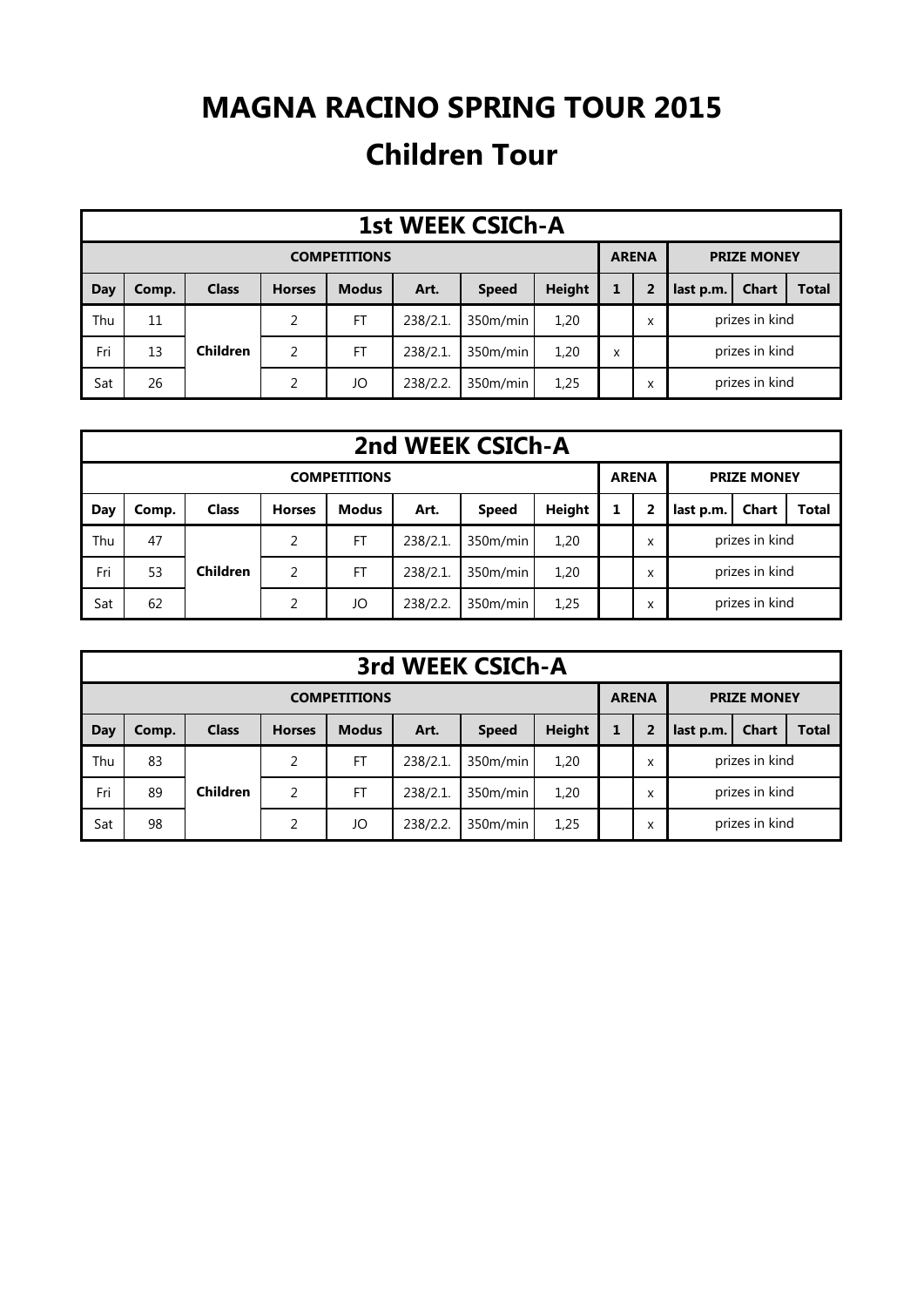# MAGNA RACINO SPRING TOUR 2015

# Children Tour

| 1st WEEK CSICh-A | | | | | | | | | | | | |
|---|---|---|---|---|---|---|---|---|---|---|---|---|
| COMPETITIONS | | | | | | | | ARENA | | PRIZE MONEY | | |
| Day | Comp. | Class | Horses | Modus | Art. | Speed | Height | 1 | 2 | last p.m. | Chart | Total |
| Thu | 11 | Children | 2 | FT | 238/2.1. | 350m/min | 1,20 | | x | prizes in kind | | |
| Fri | 13 | | 2 | FT | 238/2.1. | 350m/min | 1,20 | x | | prizes in kind | | |
| Sat | 26 | | 2 | JO | 238/2.2. | 350m/min | 1,25 | | x | prizes in kind | | |

| 2nd WEEK CSICh-A | | | | | | | | | | | | |
|---|---|---|---|---|---|---|---|---|---|---|---|---|
| COMPETITIONS | | | | | | | | ARENA | | PRIZE MONEY | | |
| Day | Comp. | Class | Horses | Modus | Art. | Speed | Height | 1 | 2 | last p.m. | Chart | Total |
| Thu | 47 | Children | 2 | FT | 238/2.1. | 350m/min | 1,20 | | x | prizes in kind | | |
| Fri | 53 | | 2 | FT | 238/2.1. | 350m/min | 1,20 | | x | prizes in kind | | |
| Sat | 62 | | 2 | JO | 238/2.2. | 350m/min | 1,25 | | x | prizes in kind | | |

| 3rd WEEK CSICh-A | | | | | | | | | | | | |
|---|---|---|---|---|---|---|---|---|---|---|---|---|
| COMPETITIONS | | | | | | | | ARENA | | PRIZE MONEY | | |
| Day | Comp. | Class | Horses | Modus | Art. | Speed | Height | 1 | 2 | last p.m. | Chart | Total |
| Thu | 83 | Children | 2 | FT | 238/2.1. | 350m/min | 1,20 | | x | prizes in kind | | |
| Fri | 89 | | 2 | FT | 238/2.1. | 350m/min | 1,20 | | x | prizes in kind | | |
| Sat | 98 | | 2 | JO | 238/2.2. | 350m/min | 1,25 | | x | prizes in kind | | |